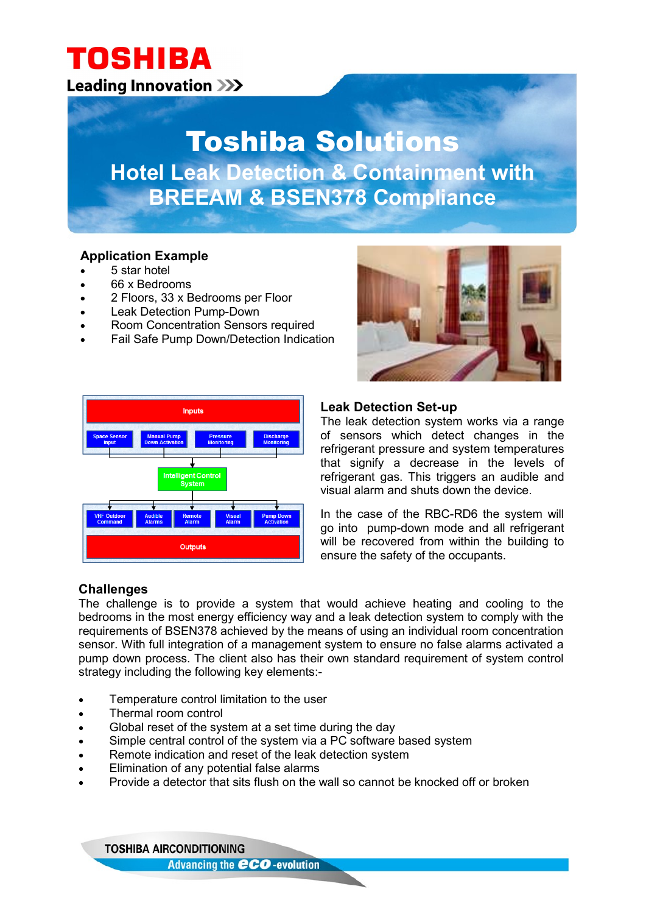TOSHIBA

Leading Innovation

# Toshiba Solutions

## Hotel Leak Detection & Containment with BREEAM & BSEN378 Compliance

### Application Example

- 5 star hotel
- 66 x Bedrooms
- 2 Floors, 33 x Bedrooms per Floor
- Leak Detection Pump-Down
- Room Concentration Sensors required
- Fail Safe Pump Down/Detection Indication

Inputs

Space Sensor Input | Manual Pump Down Activation | Pressure Monitoring | Discharge Monitoring

Intelligent Control System

VRF Outdoor Command | Audible Alarms | Remote Alarm | Visual Alarm | Pump Down Activation

Outputs

### Leak Detection Set-up

The leak detection system works via a range of sensors which detect changes in the refrigerant pressure and system temperatures that signify a decrease in the levels of refrigerant gas. This triggers an audible and visual alarm and shuts down the device.

In the case of the RBC-RD6 the system will go into pump-down mode and all refrigerant will be recovered from within the building to ensure the safety of the occupants.

### Challenges

The challenge is to provide a system that would achieve heating and cooling to the bedrooms in the most energy efficiency way and a leak detection system to comply with the requirements of BSEN378 achieved by the means of using an individual room concentration sensor. With full integration of a management system to ensure no false alarms activated a pump down process. The client also has their own standard requirement of system control strategy including the following key elements:-

- Temperature control limitation to the user
- Thermal room control
- Global reset of the system at a set time during the day
- Simple central control of the system via a PC software based system
- Remote indication and reset of the leak detection system
- Elimination of any potential false alarms
- Provide a detector that sits flush on the wall so cannot be knocked off or broken

TOSHIBA AIRCONDITIONING

Advancing the eco -evolution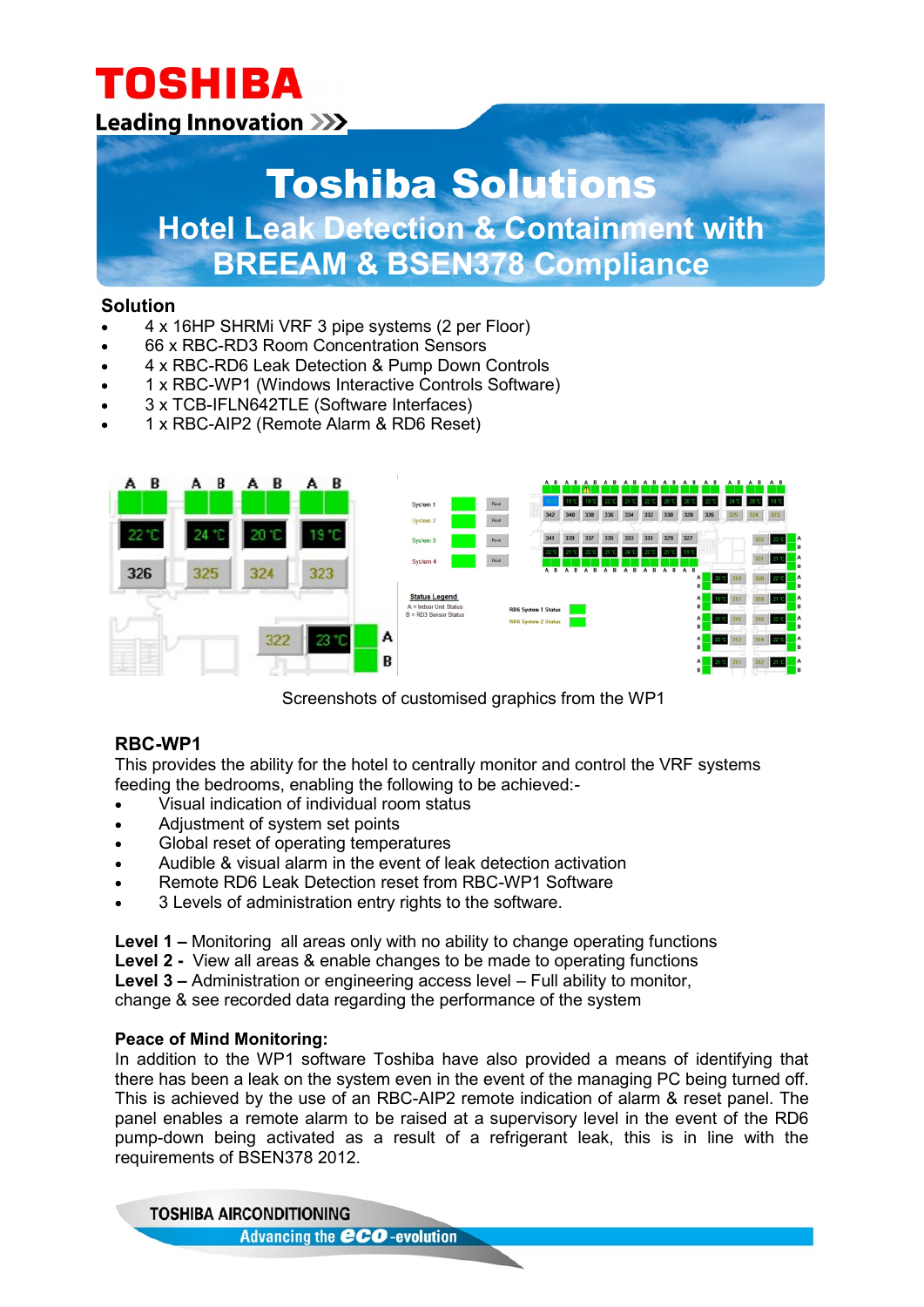# Toshiba Solutions

## Hotel Leak Detection & Containment with BREEAM & BSEN378 Compliance

### Solution

- 4 x 16HP SHRMi VRF 3 pipe systems (2 per Floor)
- 66 x RBC-RD3 Room Concentration Sensors
- 4 x RBC-RD6 Leak Detection & Pump Down Controls
- 1 x RBC-WP1 (Windows Interactive Controls Software)
- 3 x TCB-IFLN642TLE (Software Interfaces)
- 1 x RBC-AIP2 (Remote Alarm & RD6 Reset)

Screenshots of customised graphics from the WP1

### RBC-WP1

This provides the ability for the hotel to centrally monitor and control the VRF systems feeding the bedrooms, enabling the following to be achieved:-

- Visual indication of individual room status
- Adjustment of system set points
- Global reset of operating temperatures
- Audible & visual alarm in the event of leak detection activation
- Remote RD6 Leak Detection reset from RBC-WP1 Software
- 3 Levels of administration entry rights to the software.

**Level 1 –** Monitoring all areas only with no ability to change operating functions
**Level 2 -** View all areas & enable changes to be made to operating functions
**Level 3 –** Administration or engineering access level – Full ability to monitor, change & see recorded data regarding the performance of the system

### Peace of Mind Monitoring:

In addition to the WP1 software Toshiba have also provided a means of identifying that there has been a leak on the system even in the event of the managing PC being turned off. This is achieved by the use of an RBC-AIP2 remote indication of alarm & reset panel. The panel enables a remote alarm to be raised at a supervisory level in the event of the RD6 pump-down being activated as a result of a refrigerant leak, this is in line with the requirements of BSEN378 2012.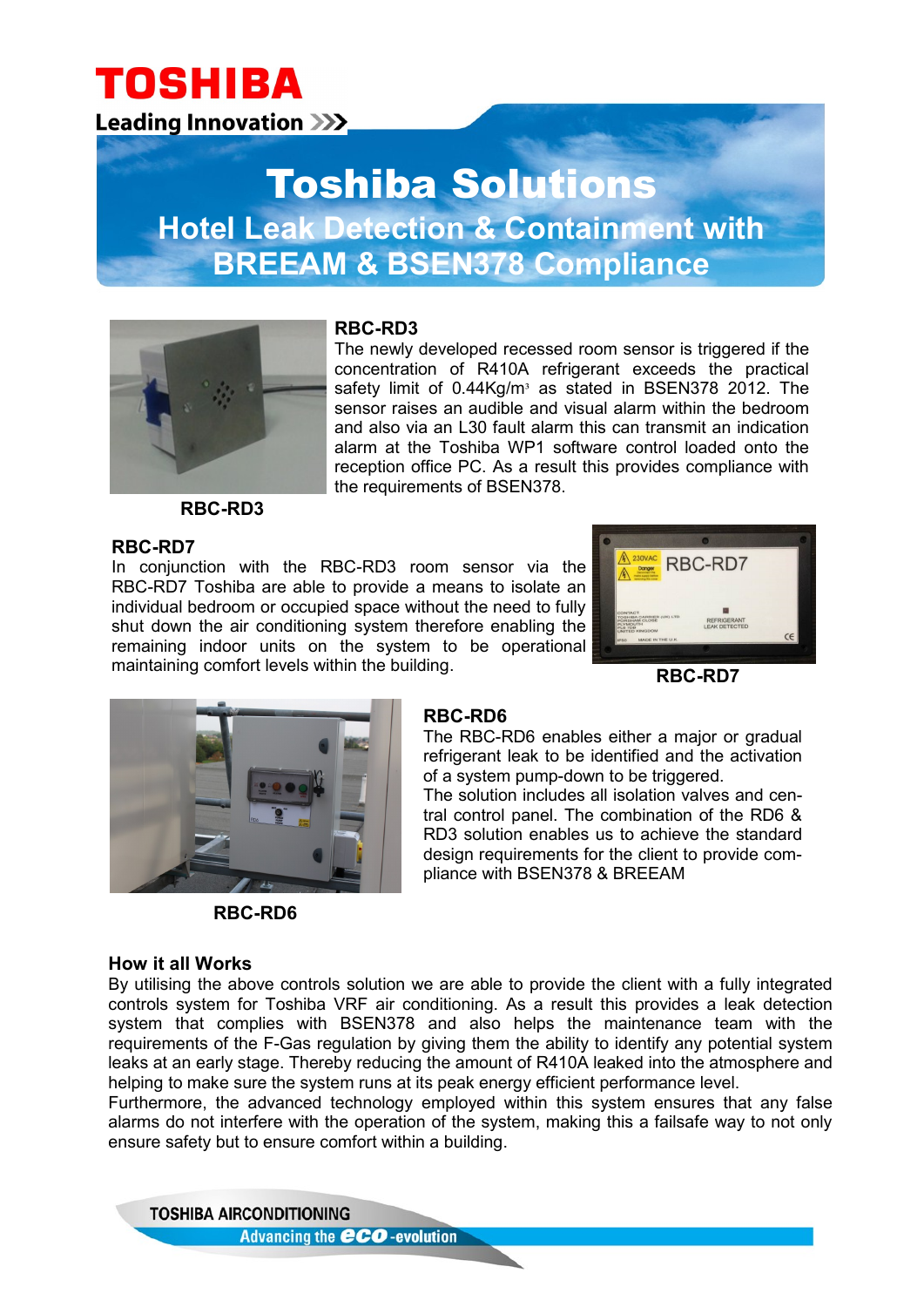TOSHIBA

Leading Innovation >>>

# Toshiba Solutions

## Hotel Leak Detection & Containment with BREEAM & BSEN378 Compliance

### RBC-RD3

The newly developed recessed room sensor is triggered if the concentration of R410A refrigerant exceeds the practical safety limit of 0.44Kg/m³ as stated in BSEN378 2012. The sensor raises an audible and visual alarm within the bedroom and also via an L30 fault alarm this can transmit an indication alarm at the Toshiba WP1 software control loaded onto the reception office PC. As a result this provides compliance with the requirements of BSEN378.

**RBC-RD3**

### RBC-RD7

In conjunction with the RBC-RD3 room sensor via the RBC-RD7 Toshiba are able to provide a means to isolate an individual bedroom or occupied space without the need to fully shut down the air conditioning system therefore enabling the remaining indoor units on the system to be operational maintaining comfort levels within the building.

**RBC-RD7**

### RBC-RD6

The RBC-RD6 enables either a major or gradual refrigerant leak to be identified and the activation of a system pump-down to be triggered.
The solution includes all isolation valves and central control panel. The combination of the RD6 & RD3 solution enables us to achieve the standard design requirements for the client to provide compliance with BSEN378 & BREEAM

**RBC-RD6**

### How it all Works

By utilising the above controls solution we are able to provide the client with a fully integrated controls system for Toshiba VRF air conditioning. As a result this provides a leak detection system that complies with BSEN378 and also helps the maintenance team with the requirements of the F-Gas regulation by giving them the ability to identify any potential system leaks at an early stage. Thereby reducing the amount of R410A leaked into the atmosphere and helping to make sure the system runs at its peak energy efficient performance level.
Furthermore, the advanced technology employed within this system ensures that any false alarms do not interfere with the operation of the system, making this a failsafe way to not only ensure safety but to ensure comfort within a building.

TOSHIBA AIRCONDITIONING
Advancing the eco-evolution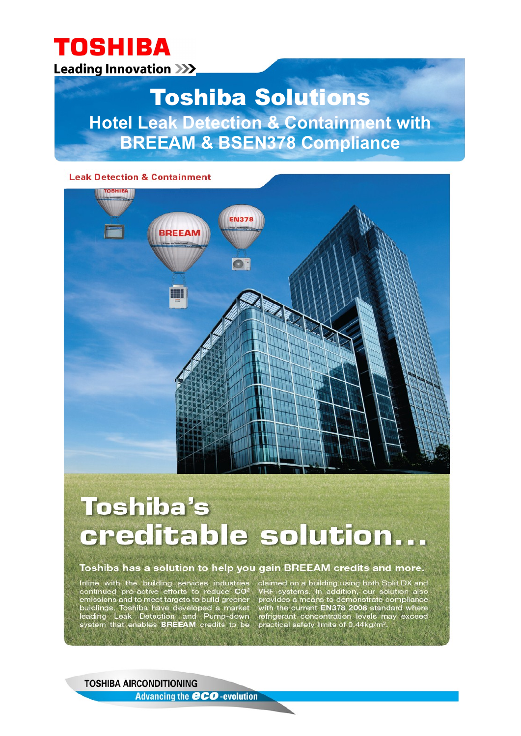TOSHIBA

Leading Innovation >>>

# Toshiba Solutions

## Hotel Leak Detection & Containment with BREEAM & BSEN378 Compliance

Leak Detection & Containment

# Toshiba's creditable solution...

### Toshiba has a solution to help you gain BREEAM credits and more.

Inline with the building services industries continued pro-active efforts to reduce $CO^2$ emissions and to meet targets to build greener buidlings. Toshiba have developed a market leading Leak Detection and Pump-down system that enables **BREEAM** credits to be claimed on a building using both Split DX and VRF systems. In addition, our solution also provides a means to demonstrate compliance with the current **EN378 2008** standard where refrigerant concentration levels may exceed practical safety limits of 0.44kg/m³.

TOSHIBA AIRCONDITIONING

Advancing the eco -evolution